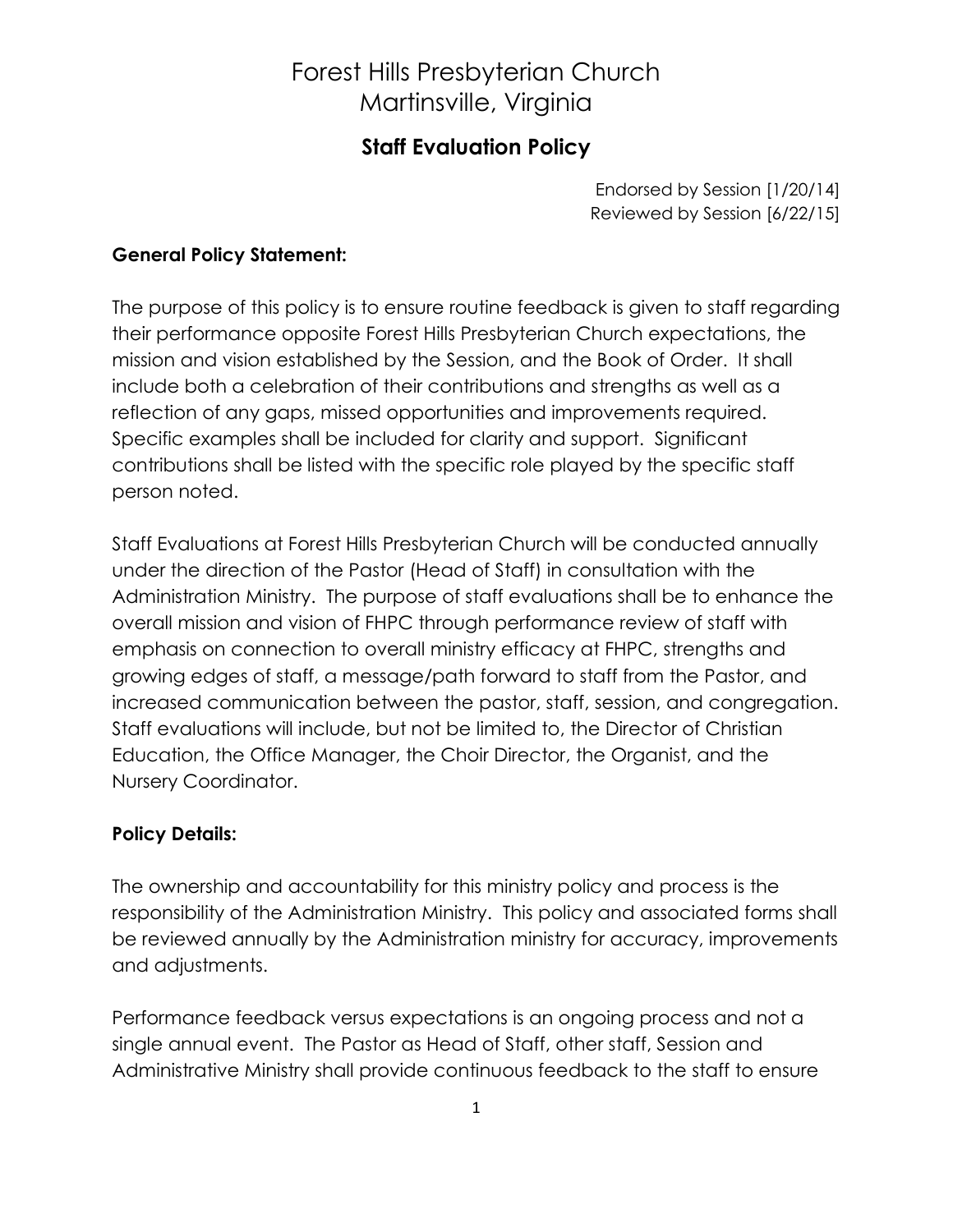# Forest Hills Presbyterian Church
# Martinsville, Virginia

## Staff Evaluation Policy

Endorsed by Session [1/20/14]
Reviewed by Session [6/22/15]

**General Policy Statement:**

The purpose of this policy is to ensure routine feedback is given to staff regarding their performance opposite Forest Hills Presbyterian Church expectations, the mission and vision established by the Session, and the Book of Order. It shall include both a celebration of their contributions and strengths as well as a reflection of any gaps, missed opportunities and improvements required. Specific examples shall be included for clarity and support. Significant contributions shall be listed with the specific role played by the specific staff person noted.

Staff Evaluations at Forest Hills Presbyterian Church will be conducted annually under the direction of the Pastor (Head of Staff) in consultation with the Administration Ministry. The purpose of staff evaluations shall be to enhance the overall mission and vision of FHPC through performance review of staff with emphasis on connection to overall ministry efficacy at FHPC, strengths and growing edges of staff, a message/path forward to staff from the Pastor, and increased communication between the pastor, staff, session, and congregation. Staff evaluations will include, but not be limited to, the Director of Christian Education, the Office Manager, the Choir Director, the Organist, and the Nursery Coordinator.

**Policy Details:**

The ownership and accountability for this ministry policy and process is the responsibility of the Administration Ministry. This policy and associated forms shall be reviewed annually by the Administration ministry for accuracy, improvements and adjustments.

Performance feedback versus expectations is an ongoing process and not a single annual event. The Pastor as Head of Staff, other staff, Session and Administrative Ministry shall provide continuous feedback to the staff to ensure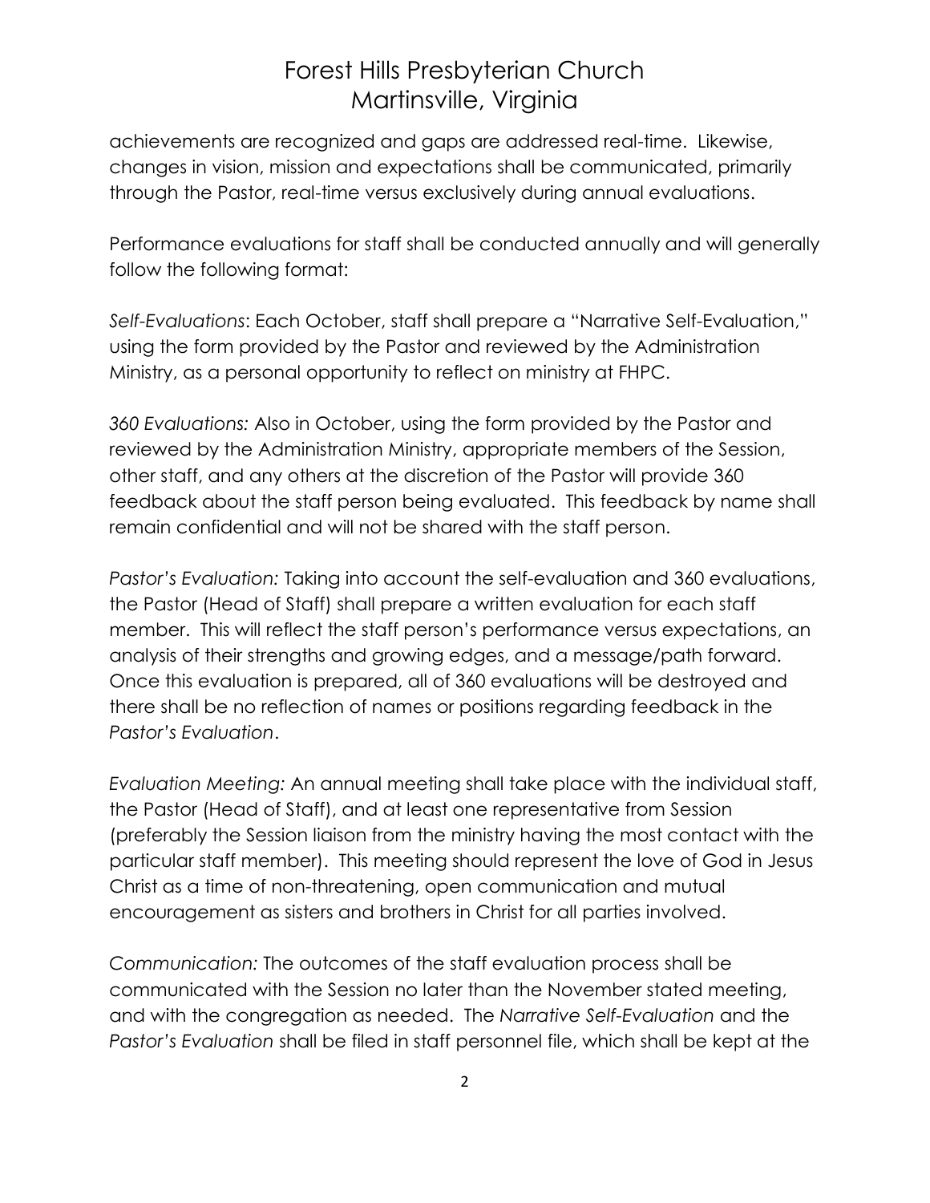achievements are recognized and gaps are addressed real-time. Likewise, changes in vision, mission and expectations shall be communicated, primarily through the Pastor, real-time versus exclusively during annual evaluations.

Performance evaluations for staff shall be conducted annually and will generally follow the following format:

*Self-Evaluations*: Each October, staff shall prepare a "Narrative Self-Evaluation," using the form provided by the Pastor and reviewed by the Administration Ministry, as a personal opportunity to reflect on ministry at FHPC.

*360 Evaluations:* Also in October, using the form provided by the Pastor and reviewed by the Administration Ministry, appropriate members of the Session, other staff, and any others at the discretion of the Pastor will provide 360 feedback about the staff person being evaluated. This feedback by name shall remain confidential and will not be shared with the staff person.

*Pastor's Evaluation:* Taking into account the self-evaluation and 360 evaluations, the Pastor (Head of Staff) shall prepare a written evaluation for each staff member. This will reflect the staff person's performance versus expectations, an analysis of their strengths and growing edges, and a message/path forward. Once this evaluation is prepared, all of 360 evaluations will be destroyed and there shall be no reflection of names or positions regarding feedback in the *Pastor's Evaluation*.

*Evaluation Meeting:* An annual meeting shall take place with the individual staff, the Pastor (Head of Staff), and at least one representative from Session (preferably the Session liaison from the ministry having the most contact with the particular staff member). This meeting should represent the love of God in Jesus Christ as a time of non-threatening, open communication and mutual encouragement as sisters and brothers in Christ for all parties involved.

*Communication:* The outcomes of the staff evaluation process shall be communicated with the Session no later than the November stated meeting, and with the congregation as needed. The *Narrative Self-Evaluation* and the *Pastor's Evaluation* shall be filed in staff personnel file, which shall be kept at the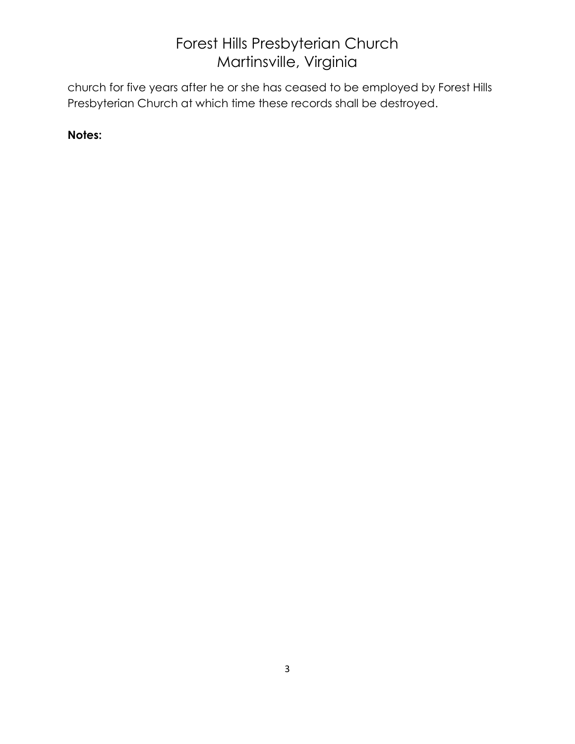church for five years after he or she has ceased to be employed by Forest Hills Presbyterian Church at which time these records shall be destroyed.

**Notes:**